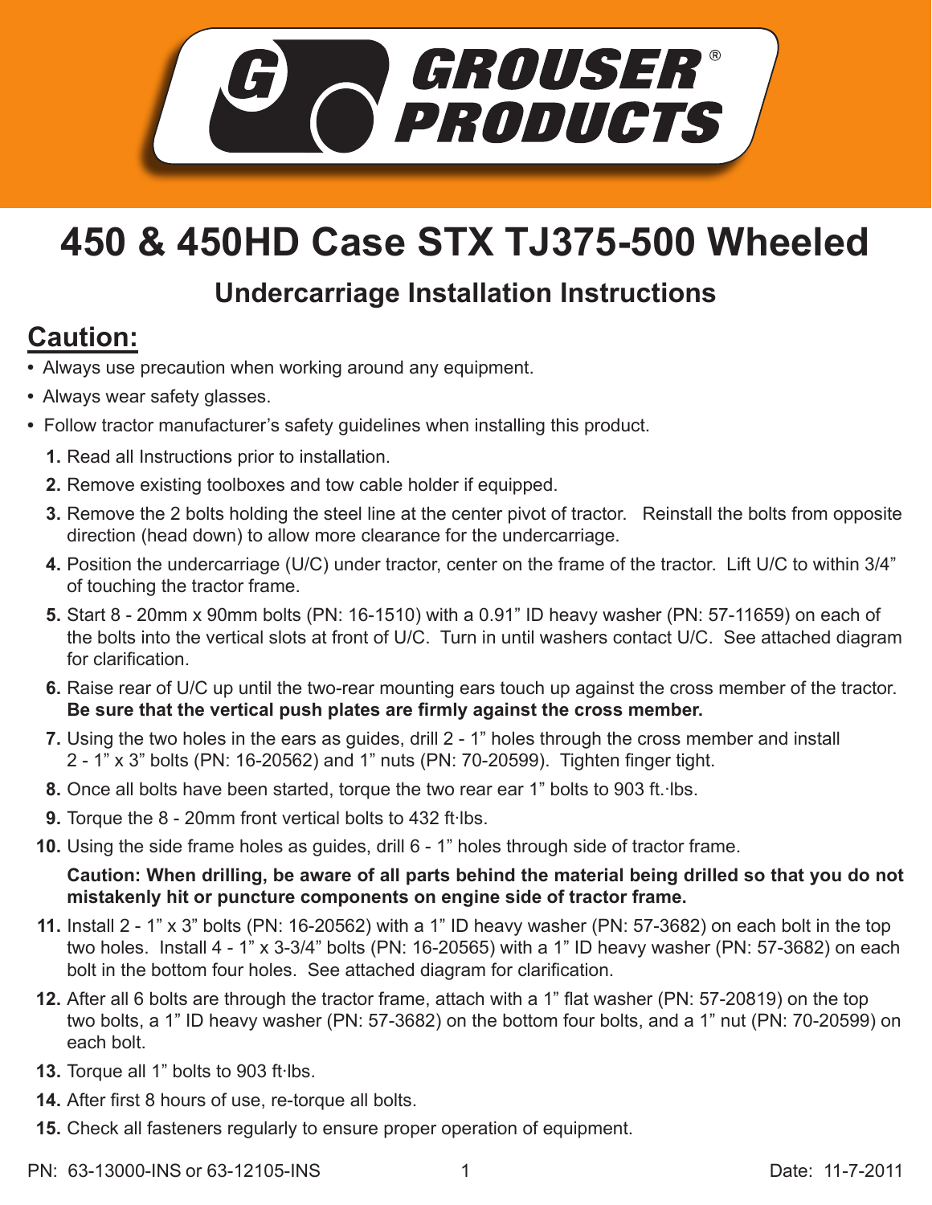GROUSER® PRODUCTS

# 450 & 450HD Case STX TJ375-500 Wheeled

## Undercarriage Installation Instructions

## Caution:

- Always use precaution when working around any equipment.
- Always wear safety glasses.
- Follow tractor manufacturer's safety guidelines when installing this product.

1. Read all Instructions prior to installation.
2. Remove existing toolboxes and tow cable holder if equipped.
3. Remove the 2 bolts holding the steel line at the center pivot of tractor. Reinstall the bolts from opposite direction (head down) to allow more clearance for the undercarriage.
4. Position the undercarriage (U/C) under tractor, center on the frame of the tractor. Lift U/C to within 3/4" of touching the tractor frame.
5. Start 8 - 20mm x 90mm bolts (PN: 16-1510) with a 0.91" ID heavy washer (PN: 57-11659) on each of the bolts into the vertical slots at front of U/C. Turn in until washers contact U/C. See attached diagram for clarification.
6. Raise rear of U/C up until the two-rear mounting ears touch up against the cross member of the tractor. **Be sure that the vertical push plates are firmly against the cross member.**
7. Using the two holes in the ears as guides, drill 2 - 1" holes through the cross member and install 2 - 1" x 3" bolts (PN: 16-20562) and 1" nuts (PN: 70-20599). Tighten finger tight.
8. Once all bolts have been started, torque the two rear ear 1" bolts to 903 ft.·lbs.
9. Torque the 8 - 20mm front vertical bolts to 432 ft·lbs.
10. Using the side frame holes as guides, drill 6 - 1" holes through side of tractor frame.

    **Caution: When drilling, be aware of all parts behind the material being drilled so that you do not mistakenly hit or puncture components on engine side of tractor frame.**
11. Install 2 - 1" x 3" bolts (PN: 16-20562) with a 1" ID heavy washer (PN: 57-3682) on each bolt in the top two holes. Install 4 - 1" x 3-3/4" bolts (PN: 16-20565) with a 1" ID heavy washer (PN: 57-3682) on each bolt in the bottom four holes. See attached diagram for clarification.
12. After all 6 bolts are through the tractor frame, attach with a 1" flat washer (PN: 57-20819) on the top two bolts, a 1" ID heavy washer (PN: 57-3682) on the bottom four bolts, and a 1" nut (PN: 70-20599) on each bolt.
13. Torque all 1" bolts to 903 ft·lbs.
14. After first 8 hours of use, re-torque all bolts.
15. Check all fasteners regularly to ensure proper operation of equipment.

PN: 63-13000-INS or 63-12105-INS

Date: 11-7-2011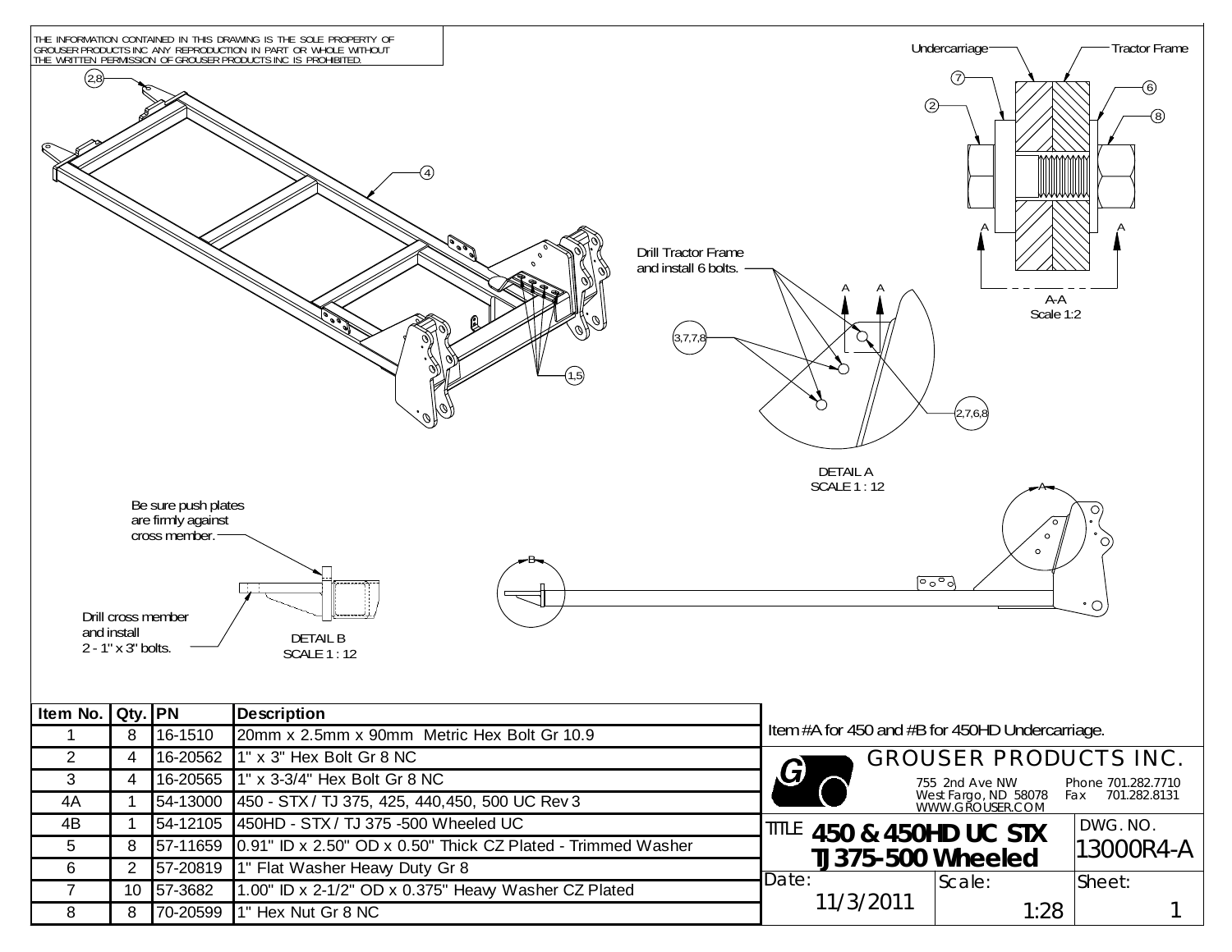THE INFORMATION CONTAINED IN THIS DRAWING IS THE SOLE PROPERTY OF GROUSER PRODUCTS INC ANY REPRODUCTION IN PART OR WHOLE WITHOUT THE WRITTEN PERMISSION OF GROUSER PRODUCTS INC IS PROHIBITED.

2,8

4

1,5

Drill Tractor Frame and install 6 bolts.

3,7,7,8

2,7,6,8

DETAIL A
SCALE 1 : 12

Undercarriage

Tractor Frame

7

2

6

8

A-A
Scale 1:2

Be sure push plates are firmly against cross member.

Drill cross member and install 2 - 1" x 3" bolts.

DETAIL B
SCALE 1 : 12

| Item No. | Qty. | PN | Description |
|---|---|---|---|
| 1 | 8 | 16-1510 | 20mm x 2.5mm x 90mm Metric Hex Bolt Gr 10.9 |
| 2 | 4 | 16-20562 | 1" x 3" Hex Bolt Gr 8 NC |
| 3 | 4 | 16-20565 | 1" x 3-3/4" Hex Bolt Gr 8 NC |
| 4A | 1 | 54-13000 | 450 - STX / TJ 375, 425, 440,450, 500 UC Rev 3 |
| 4B | 1 | 54-12105 | 450HD - STX / TJ 375 -500 Wheeled UC |
| 5 | 8 | 57-11659 | 0.91" ID x 2.50" OD x 0.50" Thick CZ Plated - Trimmed Washer |
| 6 | 2 | 57-20819 | 1" Flat Washer Heavy Duty Gr 8 |
| 7 | 10 | 57-3682 | 1.00" ID x 2-1/2" OD x 0.375" Heavy Washer CZ Plated |
| 8 | 8 | 70-20599 | 1" Hex Nut Gr 8 NC |

Item #A for 450 and #B for 450HD Undercarriage.

GROUSER PRODUCTS INC.
755 2nd Ave NW
West Fargo, ND 58078
WWW.GROUSER.COM
Phone 701.282.7710
Fax 701.282.8131

TITLE **450 & 450HD UC STX TJ 375-500 Wheeled**

DWG. NO. 13000R4-A

Date: 11/3/2011

Scale: 1:28

Sheet: 1